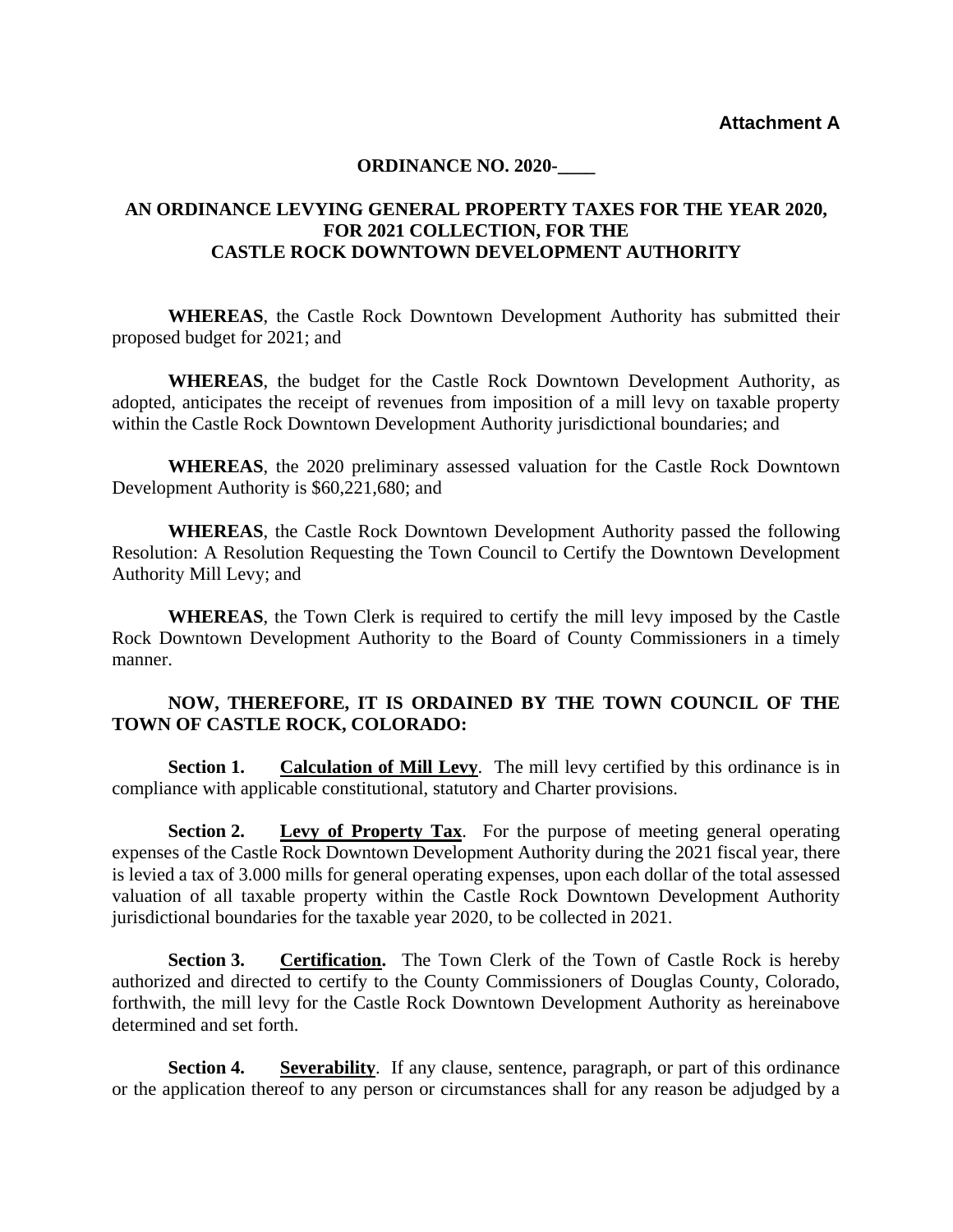**Attachment A**

**ORDINANCE NO. 2020-____**

**AN ORDINANCE LEVYING GENERAL PROPERTY TAXES FOR THE YEAR 2020, FOR 2021 COLLECTION, FOR THE CASTLE ROCK DOWNTOWN DEVELOPMENT AUTHORITY**

**WHEREAS**, the Castle Rock Downtown Development Authority has submitted their proposed budget for 2021; and

**WHEREAS**, the budget for the Castle Rock Downtown Development Authority, as adopted, anticipates the receipt of revenues from imposition of a mill levy on taxable property within the Castle Rock Downtown Development Authority jurisdictional boundaries; and

**WHEREAS**, the 2020 preliminary assessed valuation for the Castle Rock Downtown Development Authority is $60,221,680; and

**WHEREAS**, the Castle Rock Downtown Development Authority passed the following Resolution: A Resolution Requesting the Town Council to Certify the Downtown Development Authority Mill Levy; and

**WHEREAS**, the Town Clerk is required to certify the mill levy imposed by the Castle Rock Downtown Development Authority to the Board of County Commissioners in a timely manner.

**NOW, THEREFORE, IT IS ORDAINED BY THE TOWN COUNCIL OF THE TOWN OF CASTLE ROCK, COLORADO:**

**Section 1. Calculation of Mill Levy**. The mill levy certified by this ordinance is in compliance with applicable constitutional, statutory and Charter provisions.

**Section 2. Levy of Property Tax**. For the purpose of meeting general operating expenses of the Castle Rock Downtown Development Authority during the 2021 fiscal year, there is levied a tax of 3.000 mills for general operating expenses, upon each dollar of the total assessed valuation of all taxable property within the Castle Rock Downtown Development Authority jurisdictional boundaries for the taxable year 2020, to be collected in 2021.

**Section 3. Certification.** The Town Clerk of the Town of Castle Rock is hereby authorized and directed to certify to the County Commissioners of Douglas County, Colorado, forthwith, the mill levy for the Castle Rock Downtown Development Authority as hereinabove determined and set forth.

**Section 4. Severability**. If any clause, sentence, paragraph, or part of this ordinance or the application thereof to any person or circumstances shall for any reason be adjudged by a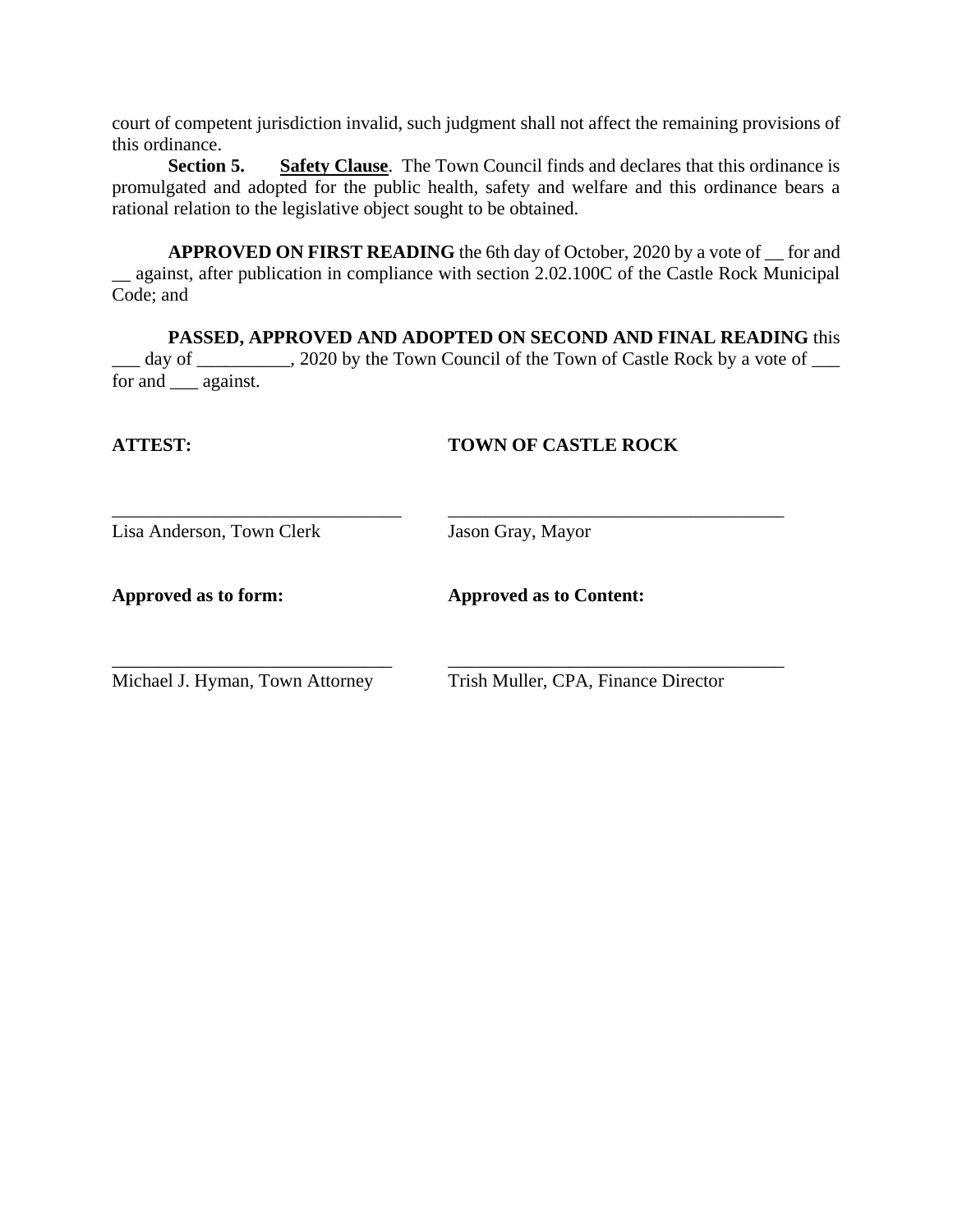court of competent jurisdiction invalid, such judgment shall not affect the remaining provisions of this ordinance.

**Section 5.** **Safety Clause**. The Town Council finds and declares that this ordinance is promulgated and adopted for the public health, safety and welfare and this ordinance bears a rational relation to the legislative object sought to be obtained.

**APPROVED ON FIRST READING** the 6th day of October, 2020 by a vote of __ for and __ against, after publication in compliance with section 2.02.100C of the Castle Rock Municipal Code; and

**PASSED, APPROVED AND ADOPTED ON SECOND AND FINAL READING** this ___ day of __________, 2020 by the Town Council of the Town of Castle Rock by a vote of ___ for and ___ against.

| | |
|---|---|
| **ATTEST:** | **TOWN OF CASTLE ROCK** |
| _______________________________ | _____________________________________ |
| Lisa Anderson, Town Clerk | Jason Gray, Mayor |
| **Approved as to form:** | **Approved as to Content:** |
| ______________________________ | _____________________________________ |
| Michael J. Hyman, Town Attorney | Trish Muller, CPA, Finance Director |